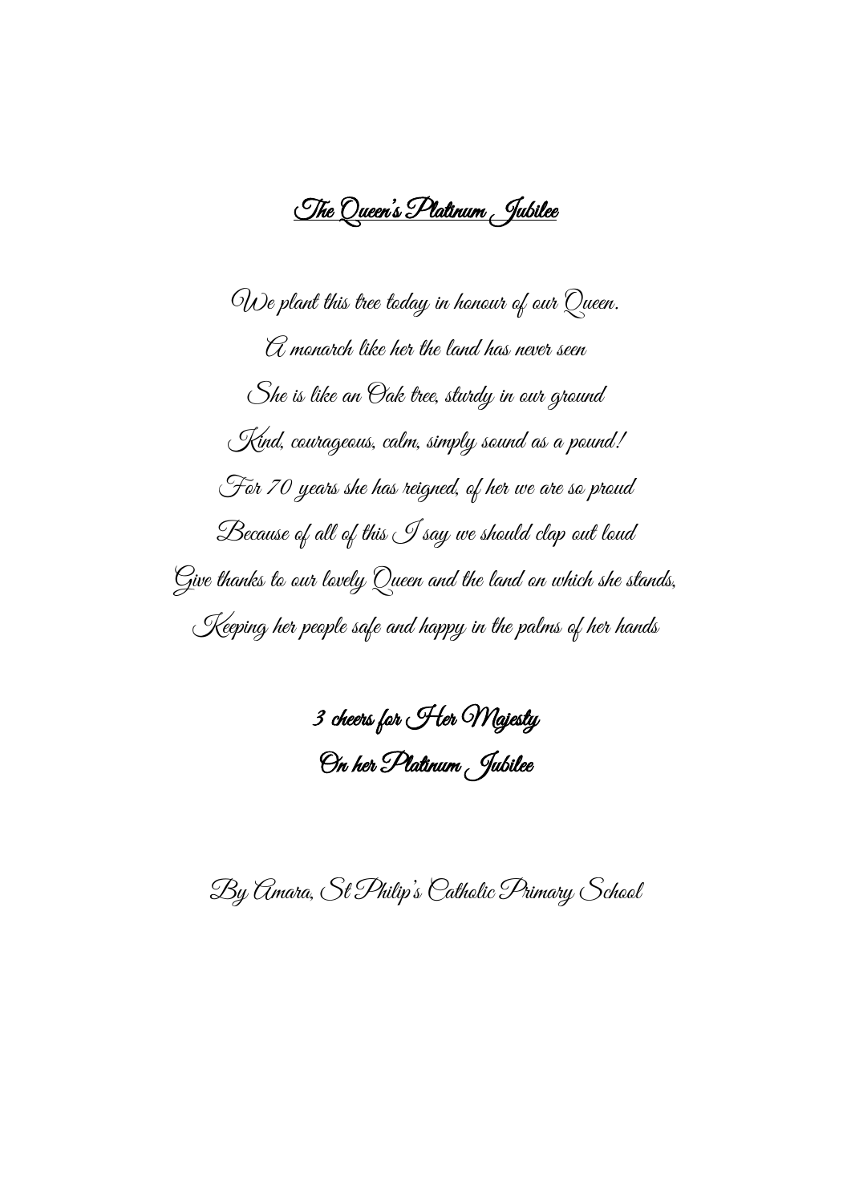# The Queen's Platinum Jubilee

We plant this tree today in honour of our Queen.
A monarch like her the land has never seen
She is like an Oak tree, sturdy in our ground
Kind, courageous, calm, simply sound as a pound!
For 70 years she has reigned, of her we are so proud
Because of all of this I say we should clap out loud
Give thanks to our lovely Queen and the land on which she stands,
Keeping her people safe and happy in the palms of her hands

**3 cheers for Her Majesty**
**On her Platinum Jubilee**

By Amara, St Philip's Catholic Primary School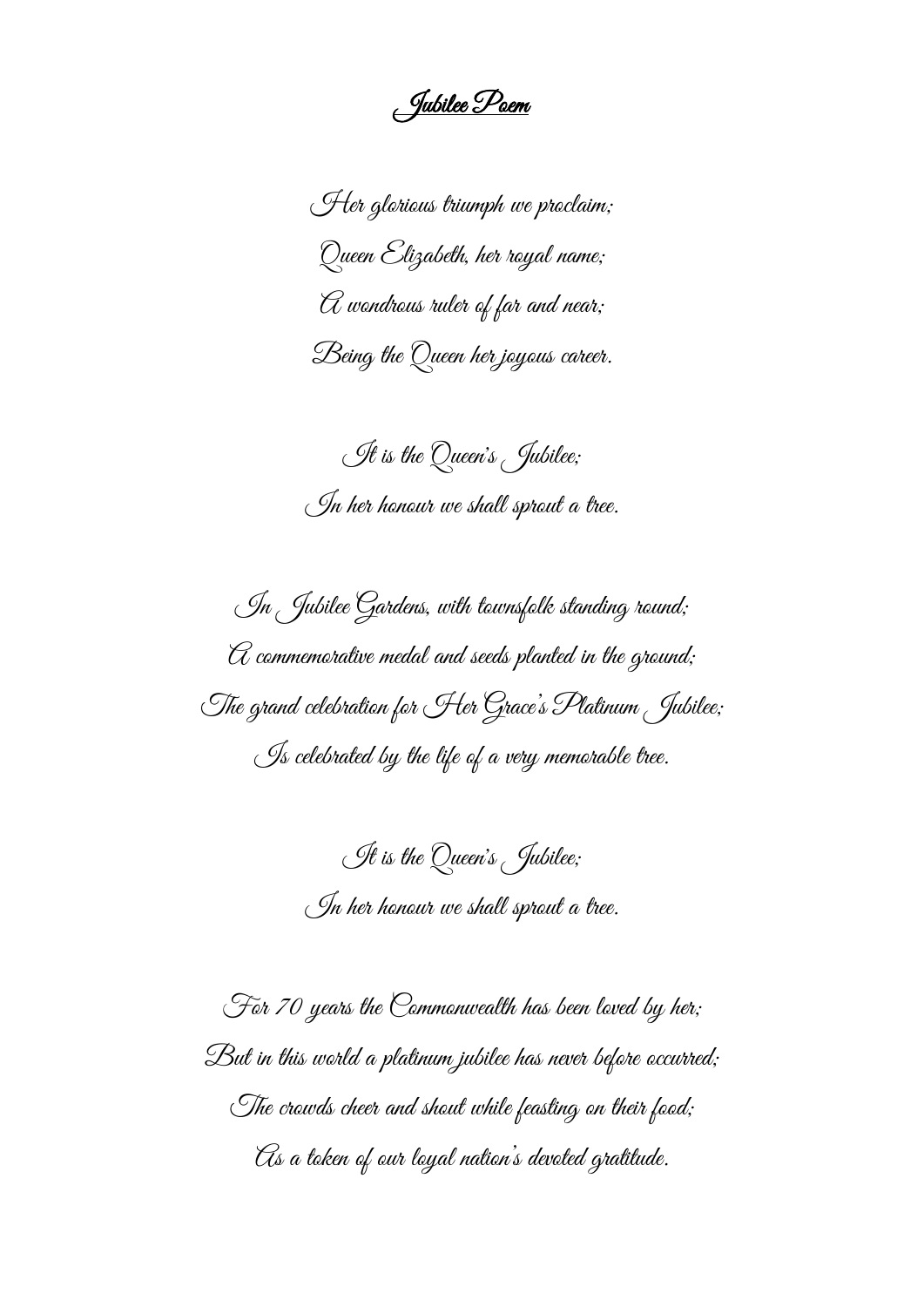# Jubilee Poem

Her glorious triumph we proclaim;
Queen Elizabeth, her royal name;
A wondrous ruler of far and near;
Being the Queen her joyous career.

It is the Queen's Jubilee;
In her honour we shall sprout a tree.

In Jubilee Gardens, with townsfolk standing round;
A commemorative medal and seeds planted in the ground;
The grand celebration for Her Grace's Platinum Jubilee;
Is celebrated by the life of a very memorable tree.

It is the Queen's Jubilee;
In her honour we shall sprout a tree.

For 70 years the Commonwealth has been loved by her;
But in this world a platinum jubilee has never before occurred;
The crowds cheer and shout while feasting on their food;
As a token of our loyal nation's devoted gratitude.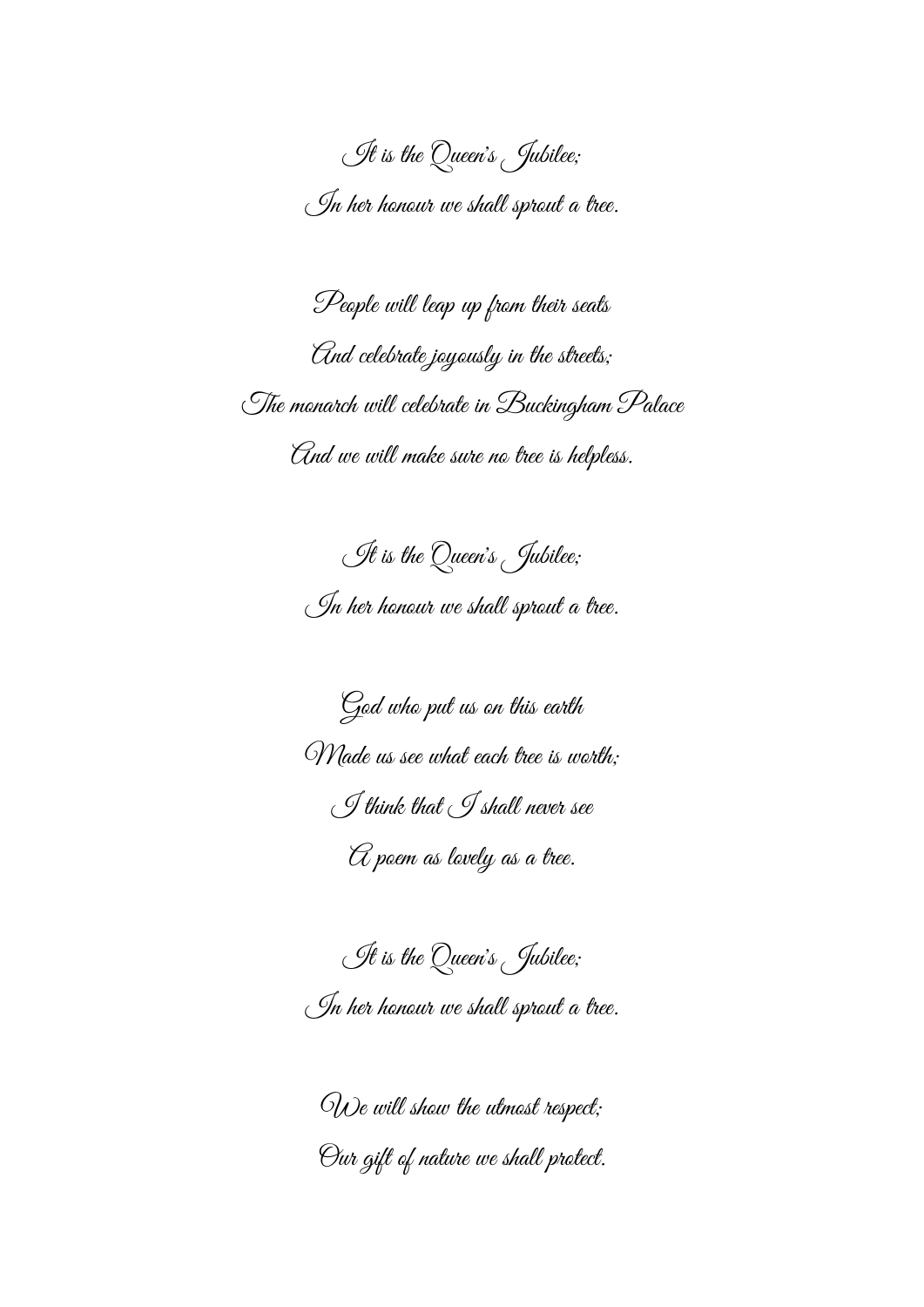*It is the Queen's Jubilee;*
*In her honour we shall sprout a tree.*

*People will leap up from their seats*
*And celebrate joyously in the streets;*
*The monarch will celebrate in Buckingham Palace*
*And we will make sure no tree is helpless.*

*It is the Queen's Jubilee;*
*In her honour we shall sprout a tree.*

*God who put us on this earth*
*Made us see what each tree is worth;*
*I think that I shall never see*
*A poem as lovely as a tree.*

*It is the Queen's Jubilee;*
*In her honour we shall sprout a tree.*

*We will show the utmost respect;*
*Our gift of nature we shall protect.*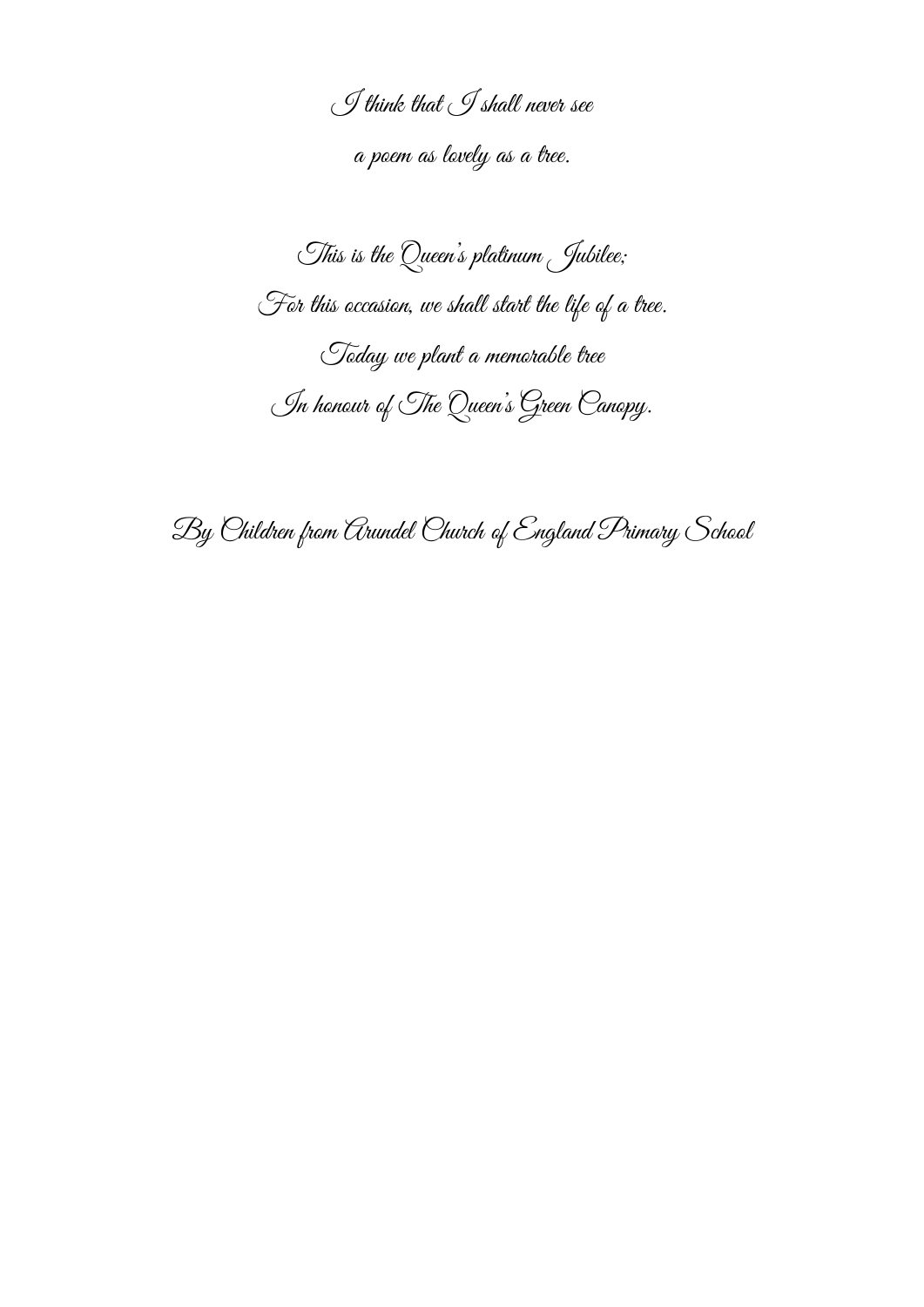I think that I shall never see
a poem as lovely as a tree.

This is the Queen's platinum Jubilee;
For this occasion, we shall start the life of a tree.
Today we plant a memorable tree
In honour of The Queen's Green Canopy.

By Children from Arundel Church of England Primary School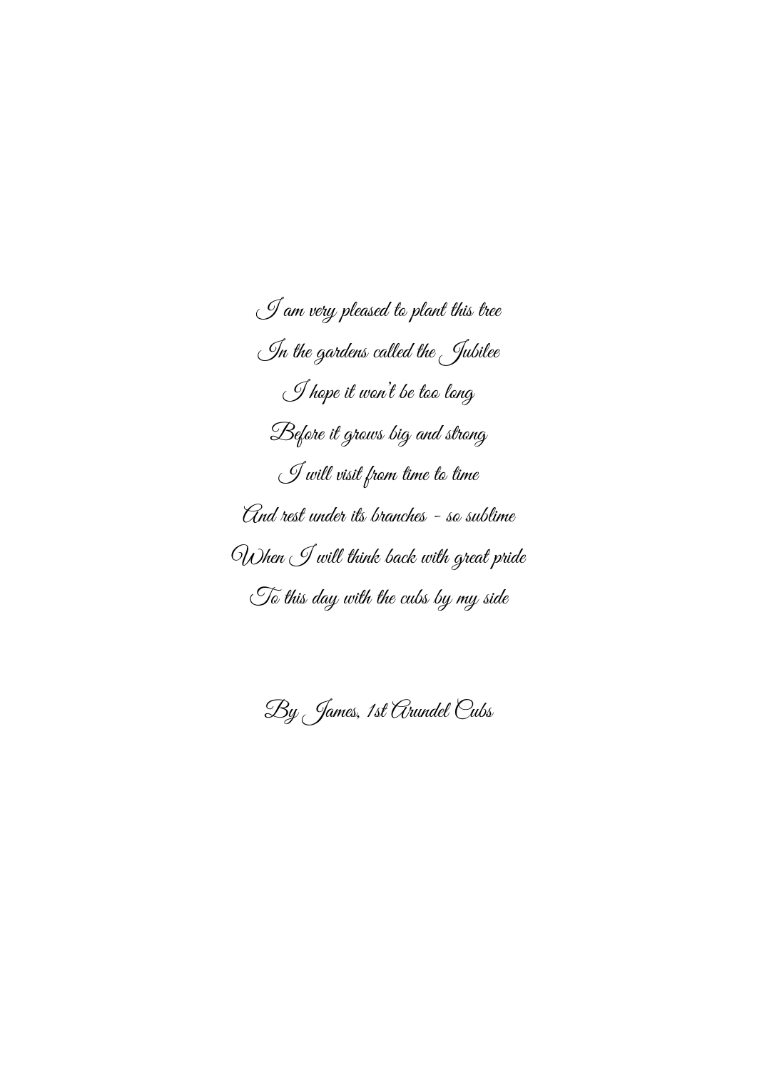*I am very pleased to plant this tree*
*In the gardens called the Jubilee*
*I hope it won't be too long*
*Before it grows big and strong*
*I will visit from time to time*
*And rest under its branches - so sublime*
*When I will think back with great pride*
*To this day with the cubs by my side*

*By James, 1st Arundel Cubs*